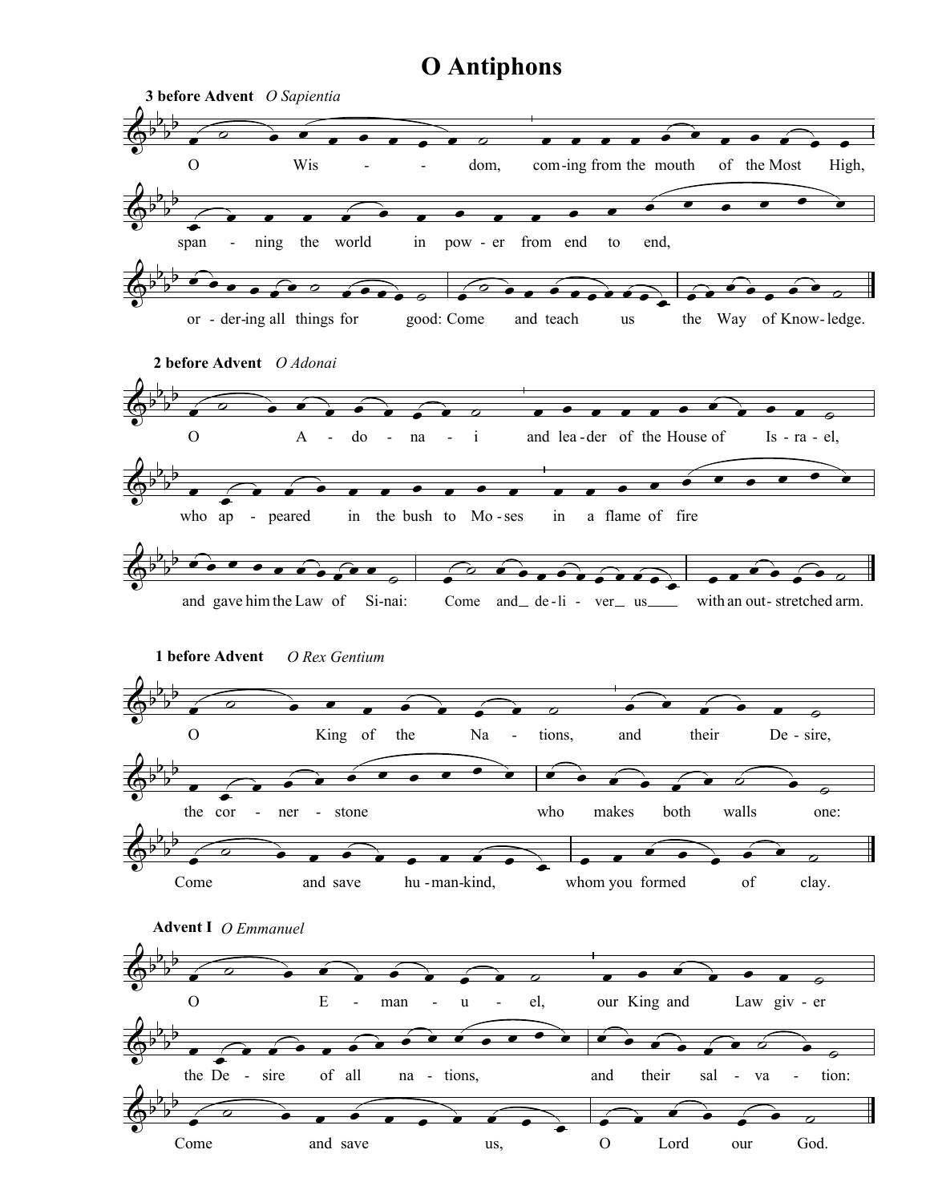# O Antiphons

**3 before Advent** *O Sapientia*

O Wisdom, coming from the mouth of the Most High,
spanning the world in power from end to end,
ordering all things for good: Come and teach us the Way of Knowledge.

**2 before Advent** *O Adonai*

O Adonai and leader of the House of Israel,
who appeared in the bush to Moses in a flame of fire
and gave him the Law of Sinai: Come and deliver us with an outstretched arm.

**1 before Advent** *O Rex Gentium*

O King of the Nations, and their Desire,
the cornerstone who makes both walls one:
Come and save humankind, whom you formed of clay.

**Advent I** *O Emmanuel*

O Emmanuel, our King and Lawgiver
the Desire of all nations, and their salvation:
Come and save us, O Lord our God.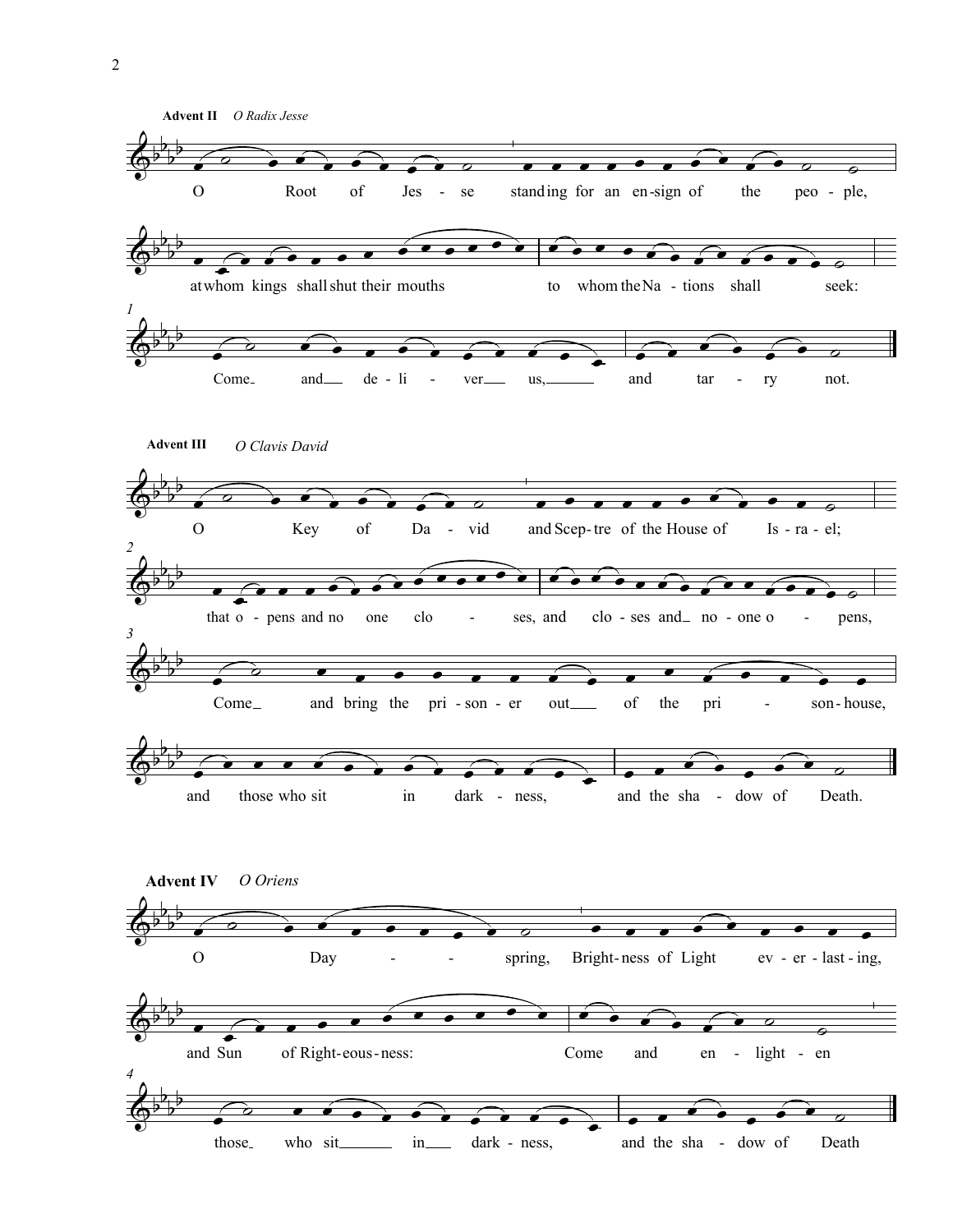**Advent II** *O Radix Jesse*

O Root of Jes - se standing for an en-sign of the peo - ple,

at whom kings shall shut their mouths to whom the Na - tions shall seek:

1

Come and de - li - ver us, and tar - ry not.

**Advent III** *O Clavis David*

O Key of Da - vid and Scep - tre of the House of Is - ra - el;

2

that o - pens and no one clo - ses, and clo - ses and no - one o - pens,

3

Come and bring the pri - son - er out of the pri - son - house,

and those who sit in dark - ness, and the sha - dow of Death.

**Advent IV** *O Oriens*

O Day - - spring, Bright - ness of Light ev - er - last - ing,

and Sun of Right - eous - ness: Come and en - light - en

4

those who sit in dark - ness, and the sha - dow of Death